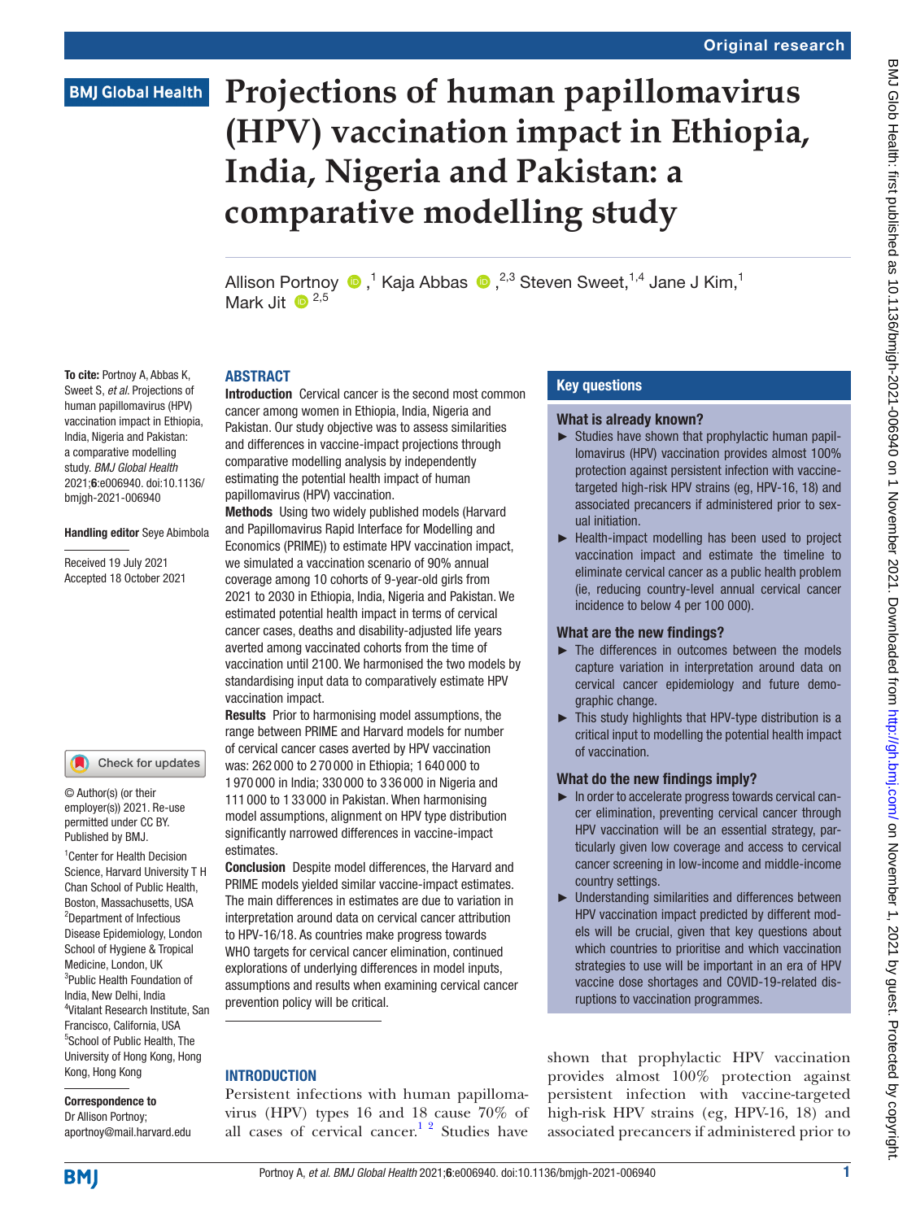# Projections of human papillomavirus (HPV) vaccination impact in Ethiopia, India, Nigeria and Pakistan: a comparative modelling study

Allison Portnoy ,[1] Kaja Abbas ,[2,3] Steven Sweet,[1,4] Jane J Kim,[1] Mark Jit [2,5]

**To cite:** Portnoy A, Abbas K, Sweet S, *et al*. Projections of human papillomavirus (HPV) vaccination impact in Ethiopia, India, Nigeria and Pakistan: a comparative modelling study. *BMJ Global Health* 2021;**6**:e006940. doi:10.1136/bmjgh-2021-006940

**Handling editor** Seye Abimbola

Received 19 July 2021
Accepted 18 October 2021

© Author(s) (or their employer(s)) 2021. Re-use permitted under CC BY. Published by BMJ.

[1]Center for Health Decision Science, Harvard University T H Chan School of Public Health, Boston, Massachusetts, USA
[2]Department of Infectious Disease Epidemiology, London School of Hygiene & Tropical Medicine, London, UK
[3]Public Health Foundation of India, New Delhi, India
[4]Vitalant Research Institute, San Francisco, California, USA
[5]School of Public Health, The University of Hong Kong, Hong Kong, Hong Kong

**Correspondence to**
Dr Allison Portnoy;
aportnoy@mail.harvard.edu

## ABSTRACT

**Introduction** Cervical cancer is the second most common cancer among women in Ethiopia, India, Nigeria and Pakistan. Our study objective was to assess similarities and differences in vaccine-impact projections through comparative modelling analysis by independently estimating the potential health impact of human papillomavirus (HPV) vaccination.

**Methods** Using two widely published models (Harvard and Papillomavirus Rapid Interface for Modelling and Economics (PRIME)) to estimate HPV vaccination impact, we simulated a vaccination scenario of 90% annual coverage among 10 cohorts of 9-year-old girls from 2021 to 2030 in Ethiopia, India, Nigeria and Pakistan. We estimated potential health impact in terms of cervical cancer cases, deaths and disability-adjusted life years averted among vaccinated cohorts from the time of vaccination until 2100. We harmonised the two models by standardising input data to comparatively estimate HPV vaccination impact.

**Results** Prior to harmonising model assumptions, the range between PRIME and Harvard models for number of cervical cancer cases averted by HPV vaccination was: 262 000 to 270 000 in Ethiopia; 1 640 000 to 1 970 000 in India; 330 000 to 336 000 in Nigeria and 111 000 to 133 000 in Pakistan. When harmonising model assumptions, alignment on HPV type distribution significantly narrowed differences in vaccine-impact estimates.

**Conclusion** Despite model differences, the Harvard and PRIME models yielded similar vaccine-impact estimates. The main differences in estimates are due to variation in interpretation around data on cervical cancer attribution to HPV-16/18. As countries make progress towards WHO targets for cervical cancer elimination, continued explorations of underlying differences in model inputs, assumptions and results when examining cervical cancer prevention policy will be critical.

## Key questions

### What is already known?

- Studies have shown that prophylactic human papillomavirus (HPV) vaccination provides almost 100% protection against persistent infection with vaccine-targeted high-risk HPV strains (eg, HPV-16, 18) and associated precancers if administered prior to sexual initiation.
- Health-impact modelling has been used to project vaccination impact and estimate the timeline to eliminate cervical cancer as a public health problem (ie, reducing country-level annual cervical cancer incidence to below 4 per 100 000).

### What are the new findings?

- The differences in outcomes between the models capture variation in interpretation around data on cervical cancer epidemiology and future demographic change.
- This study highlights that HPV-type distribution is a critical input to modelling the potential health impact of vaccination.

### What do the new findings imply?

- In order to accelerate progress towards cervical cancer elimination, preventing cervical cancer through HPV vaccination will be an essential strategy, particularly given low coverage and access to cervical cancer screening in low-income and middle-income country settings.
- Understanding similarities and differences between HPV vaccination impact predicted by different models will be crucial, given that key questions about which countries to prioritise and which vaccination strategies to use will be important in an era of HPV vaccine dose shortages and COVID-19-related disruptions to vaccination programmes.

## INTRODUCTION

Persistent infections with human papillomavirus (HPV) types 16 and 18 cause 70% of all cases of cervical cancer.[1 2] Studies have shown that prophylactic HPV vaccination provides almost 100% protection against persistent infection with vaccine-targeted high-risk HPV strains (eg, HPV-16, 18) and associated precancers if administered prior to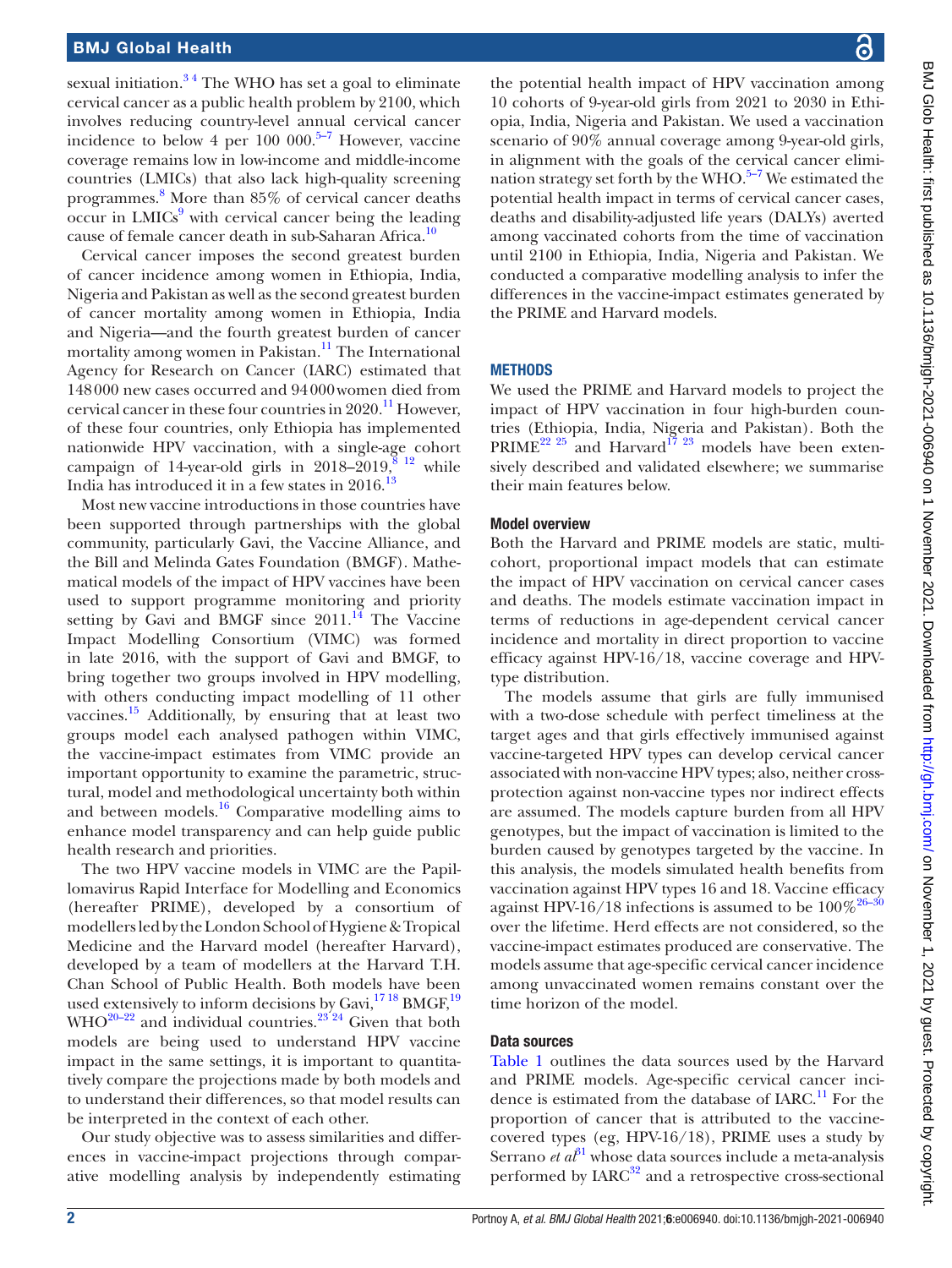sexual initiation.[3 4] The WHO has set a goal to eliminate cervical cancer as a public health problem by 2100, which involves reducing country-level annual cervical cancer incidence to below 4 per 100 000.[5–7] However, vaccine coverage remains low in low-income and middle-income countries (LMICs) that also lack high-quality screening programmes.[8] More than 85% of cervical cancer deaths occur in LMICs[9] with cervical cancer being the leading cause of female cancer death in sub-Saharan Africa.[10]

Cervical cancer imposes the second greatest burden of cancer incidence among women in Ethiopia, India, Nigeria and Pakistan as well as the second greatest burden of cancer mortality among women in Ethiopia, India and Nigeria—and the fourth greatest burden of cancer mortality among women in Pakistan.[11] The International Agency for Research on Cancer (IARC) estimated that 148 000 new cases occurred and 94 000 women died from cervical cancer in these four countries in 2020.[11] However, of these four countries, only Ethiopia has implemented nationwide HPV vaccination, with a single-age cohort campaign of 14-year-old girls in 2018–2019,[8 12] while India has introduced it in a few states in 2016.[13]

Most new vaccine introductions in those countries have been supported through partnerships with the global community, particularly Gavi, the Vaccine Alliance, and the Bill and Melinda Gates Foundation (BMGF). Mathematical models of the impact of HPV vaccines have been used to support programme monitoring and priority setting by Gavi and BMGF since 2011.[14] The Vaccine Impact Modelling Consortium (VIMC) was formed in late 2016, with the support of Gavi and BMGF, to bring together two groups involved in HPV modelling, with others conducting impact modelling of 11 other vaccines.[15] Additionally, by ensuring that at least two groups model each analysed pathogen within VIMC, the vaccine-impact estimates from VIMC provide an important opportunity to examine the parametric, structural, model and methodological uncertainty both within and between models.[16] Comparative modelling aims to enhance model transparency and can help guide public health research and priorities.

The two HPV vaccine models in VIMC are the Papillomavirus Rapid Interface for Modelling and Economics (hereafter PRIME), developed by a consortium of modellers led by the London School of Hygiene & Tropical Medicine and the Harvard model (hereafter Harvard), developed by a team of modellers at the Harvard T.H. Chan School of Public Health. Both models have been used extensively to inform decisions by Gavi,[17 18] BMGF,[19] WHO[20–22] and individual countries.[23 24] Given that both models are being used to understand HPV vaccine impact in the same settings, it is important to quantitatively compare the projections made by both models and to understand their differences, so that model results can be interpreted in the context of each other.

Our study objective was to assess similarities and differences in vaccine-impact projections through comparative modelling analysis by independently estimating the potential health impact of HPV vaccination among 10 cohorts of 9-year-old girls from 2021 to 2030 in Ethiopia, India, Nigeria and Pakistan. We used a vaccination scenario of 90% annual coverage among 9-year-old girls, in alignment with the goals of the cervical cancer elimination strategy set forth by the WHO.[5–7] We estimated the potential health impact in terms of cervical cancer cases, deaths and disability-adjusted life years (DALYs) averted among vaccinated cohorts from the time of vaccination until 2100 in Ethiopia, India, Nigeria and Pakistan. We conducted a comparative modelling analysis to infer the differences in the vaccine-impact estimates generated by the PRIME and Harvard models.

## METHODS

We used the PRIME and Harvard models to project the impact of HPV vaccination in four high-burden countries (Ethiopia, India, Nigeria and Pakistan). Both the PRIME[22 25] and Harvard[17 23] models have been extensively described and validated elsewhere; we summarise their main features below.

### Model overview

Both the Harvard and PRIME models are static, multicohort, proportional impact models that can estimate the impact of HPV vaccination on cervical cancer cases and deaths. The models estimate vaccination impact in terms of reductions in age-dependent cervical cancer incidence and mortality in direct proportion to vaccine efficacy against HPV-16/18, vaccine coverage and HPV-type distribution.

The models assume that girls are fully immunised with a two-dose schedule with perfect timeliness at the target ages and that girls effectively immunised against vaccine-targeted HPV types can develop cervical cancer associated with non-vaccine HPV types; also, neither cross-protection against non-vaccine types nor indirect effects are assumed. The models capture burden from all HPV genotypes, but the impact of vaccination is limited to the burden caused by genotypes targeted by the vaccine. In this analysis, the models simulated health benefits from vaccination against HPV types 16 and 18. Vaccine efficacy against HPV-16/18 infections is assumed to be 100%[26–30] over the lifetime. Herd effects are not considered, so the vaccine-impact estimates produced are conservative. The models assume that age-specific cervical cancer incidence among unvaccinated women remains constant over the time horizon of the model.

### Data sources

Table 1 outlines the data sources used by the Harvard and PRIME models. Age-specific cervical cancer incidence is estimated from the database of IARC.[11] For the proportion of cancer that is attributed to the vaccine-covered types (eg, HPV-16/18), PRIME uses a study by Serrano *et al*[31] whose data sources include a meta-analysis performed by IARC[32] and a retrospective cross-sectional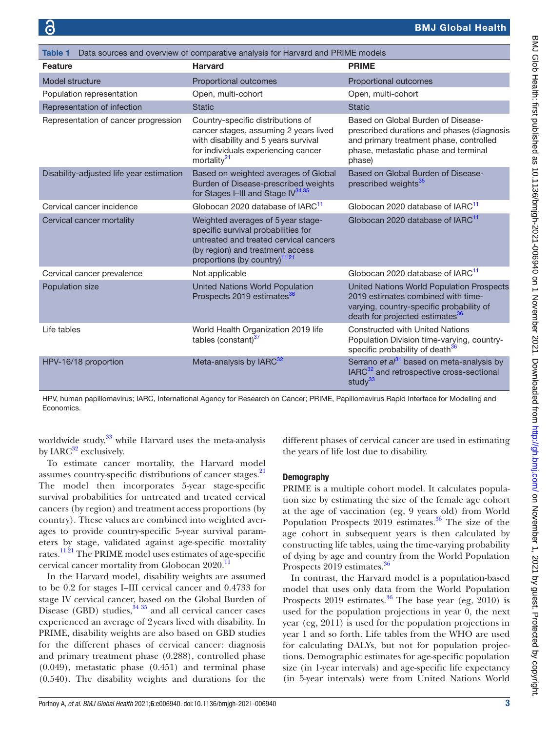**Table 1** Data sources and overview of comparative analysis for Harvard and PRIME models

| Feature | Harvard | PRIME |
|---|---|---|
| Model structure | Proportional outcomes | Proportional outcomes |
| Population representation | Open, multi-cohort | Open, multi-cohort |
| Representation of infection | Static | Static |
| Representation of cancer progression | Country-specific distributions of cancer stages, assuming 2 years lived with disability and 5 years survival for individuals experiencing cancer mortality[21] | Based on Global Burden of Disease-prescribed durations and phases (diagnosis and primary treatment phase, controlled phase, metastatic phase and terminal phase) |
| Disability-adjusted life year estimation | Based on weighted averages of Global Burden of Disease-prescribed weights for Stages I–III and Stage IV[34,35] | Based on Global Burden of Disease-prescribed weights[35] |
| Cervical cancer incidence | Globocan 2020 database of IARC[11] | Globocan 2020 database of IARC[11] |
| Cervical cancer mortality | Weighted averages of 5 year stage-specific survival probabilities for untreated and treated cervical cancers (by region) and treatment access proportions (by country)[11,21] | Globocan 2020 database of IARC[11] |
| Cervical cancer prevalence | Not applicable | Globocan 2020 database of IARC[11] |
| Population size | United Nations World Population Prospects 2019 estimates[36] | United Nations World Population Prospects 2019 estimates combined with time-varying, country-specific probability of death for projected estimates[36] |
| Life tables | World Health Organization 2019 life tables (constant)[37] | Constructed with United Nations Population Division time-varying, country-specific probability of death[36] |
| HPV-16/18 proportion | Meta-analysis by IARC[32] | Serrano *et al*[31] based on meta-analysis by IARC[32] and retrospective cross-sectional study[33] |

HPV, human papillomavirus; IARC, International Agency for Research on Cancer; PRIME, Papillomavirus Rapid Interface for Modelling and Economics.

worldwide study,[33] while Harvard uses the meta-analysis by IARC[32] exclusively.

To estimate cancer mortality, the Harvard model assumes country-specific distributions of cancer stages.[21] The model then incorporates 5-year stage-specific survival probabilities for untreated and treated cervical cancers (by region) and treatment access proportions (by country). These values are combined into weighted averages to provide country-specific 5-year survival parameters by stage, validated against age-specific mortality rates.[11,21] The PRIME model uses estimates of age-specific cervical cancer mortality from Globocan 2020.[11]

In the Harvard model, disability weights are assumed to be 0.2 for stages I–III cervical cancer and 0.4733 for stage IV cervical cancer, based on the Global Burden of Disease (GBD) studies,[34,35] and all cervical cancer cases experienced an average of 2 years lived with disability. In PRIME, disability weights are also based on GBD studies for the different phases of cervical cancer: diagnosis and primary treatment phase (0.288), controlled phase (0.049), metastatic phase (0.451) and terminal phase (0.540). The disability weights and durations for the different phases of cervical cancer are used in estimating the years of life lost due to disability.

### Demography

PRIME is a multiple cohort model. It calculates population size by estimating the size of the female age cohort at the age of vaccination (eg, 9 years old) from World Population Prospects 2019 estimates.[36] The size of the age cohort in subsequent years is then calculated by constructing life tables, using the time-varying probability of dying by age and country from the World Population Prospects 2019 estimates.[36]

In contrast, the Harvard model is a population-based model that uses only data from the World Population Prospects 2019 estimates.[36] The base year (eg, 2010) is used for the population projections in year 0, the next year (eg, 2011) is used for the population projections in year 1 and so forth. Life tables from the WHO are used for calculating DALYs, but not for population projections. Demographic estimates for age-specific population size (in 1-year intervals) and age-specific life expectancy (in 5-year intervals) were from United Nations World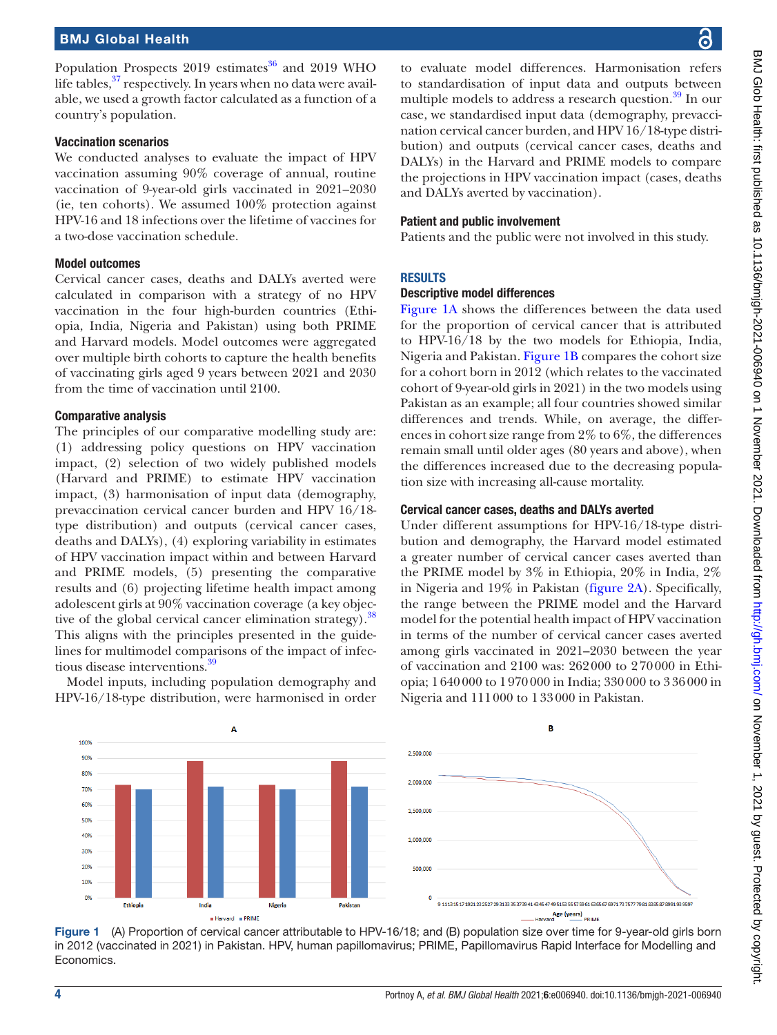Population Prospects 2019 estimates[36] and 2019 WHO life tables,[37] respectively. In years when no data were available, we used a growth factor calculated as a function of a country's population.

### Vaccination scenarios

We conducted analyses to evaluate the impact of HPV vaccination assuming 90% coverage of annual, routine vaccination of 9-year-old girls vaccinated in 2021–2030 (ie, ten cohorts). We assumed 100% protection against HPV-16 and 18 infections over the lifetime of vaccines for a two-dose vaccination schedule.

### Model outcomes

Cervical cancer cases, deaths and DALYs averted were calculated in comparison with a strategy of no HPV vaccination in the four high-burden countries (Ethiopia, India, Nigeria and Pakistan) using both PRIME and Harvard models. Model outcomes were aggregated over multiple birth cohorts to capture the health benefits of vaccinating girls aged 9 years between 2021 and 2030 from the time of vaccination until 2100.

### Comparative analysis

The principles of our comparative modelling study are: (1) addressing policy questions on HPV vaccination impact, (2) selection of two widely published models (Harvard and PRIME) to estimate HPV vaccination impact, (3) harmonisation of input data (demography, prevaccination cervical cancer burden and HPV 16/18-type distribution) and outputs (cervical cancer cases, deaths and DALYs), (4) exploring variability in estimates of HPV vaccination impact within and between Harvard and PRIME models, (5) presenting the comparative results and (6) projecting lifetime health impact among adolescent girls at 90% vaccination coverage (a key objective of the global cervical cancer elimination strategy).[38] This aligns with the principles presented in the guidelines for multimodel comparisons of the impact of infectious disease interventions.[39]

Model inputs, including population demography and HPV-16/18-type distribution, were harmonised in order to evaluate model differences. Harmonisation refers to standardisation of input data and outputs between multiple models to address a research question.[39] In our case, we standardised input data (demography, prevaccination cervical cancer burden, and HPV 16/18-type distribution) and outputs (cervical cancer cases, deaths and DALYs) in the Harvard and PRIME models to compare the projections in HPV vaccination impact (cases, deaths and DALYs averted by vaccination).

### Patient and public involvement

Patients and the public were not involved in this study.

## RESULTS

### Descriptive model differences

Figure 1A shows the differences between the data used for the proportion of cervical cancer that is attributed to HPV-16/18 by the two models for Ethiopia, India, Nigeria and Pakistan. Figure 1B compares the cohort size for a cohort born in 2012 (which relates to the vaccinated cohort of 9-year-old girls in 2021) in the two models using Pakistan as an example; all four countries showed similar differences and trends. While, on average, the differences in cohort size range from 2% to 6%, the differences remain small until older ages (80 years and above), when the differences increased due to the decreasing population size with increasing all-cause mortality.

### Cervical cancer cases, deaths and DALYs averted

Under different assumptions for HPV-16/18-type distribution and demography, the Harvard model estimated a greater number of cervical cancer cases averted than the PRIME model by 3% in Ethiopia, 20% in India, 2% in Nigeria and 19% in Pakistan (figure 2A). Specifically, the range between the PRIME model and the Harvard model for the potential health impact of HPV vaccination in terms of the number of cervical cancer cases averted among girls vaccinated in 2021–2030 between the year of vaccination and 2100 was: 262 000 to 270 000 in Ethiopia; 1 640 000 to 1 970 000 in India; 330 000 to 336 000 in Nigeria and 111 000 to 133 000 in Pakistan.

**Figure 1** (A) Proportion of cervical cancer attributable to HPV-16/18; and (B) population size over time for 9-year-old girls born in 2012 (vaccinated in 2021) in Pakistan. HPV, human papillomavirus; PRIME, Papillomavirus Rapid Interface for Modelling and Economics.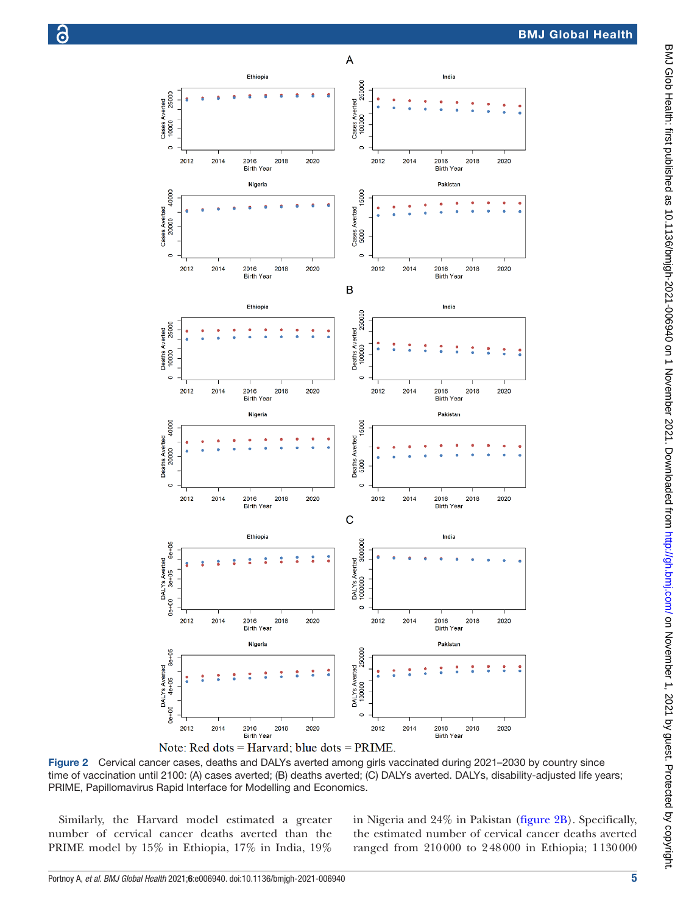Note: Red dots = Harvard; blue dots = PRIME.

**Figure 2** Cervical cancer cases, deaths and DALYs averted among girls vaccinated during 2021–2030 by country since time of vaccination until 2100: (A) cases averted; (B) deaths averted; (C) DALYs averted. DALYs, disability-adjusted life years; PRIME, Papillomavirus Rapid Interface for Modelling and Economics.

Similarly, the Harvard model estimated a greater number of cervical cancer deaths averted than the PRIME model by 15% in Ethiopia, 17% in India, 19% in Nigeria and 24% in Pakistan (figure 2B). Specifically, the estimated number of cervical cancer deaths averted ranged from 210 000 to 248 000 in Ethiopia; 1 130 000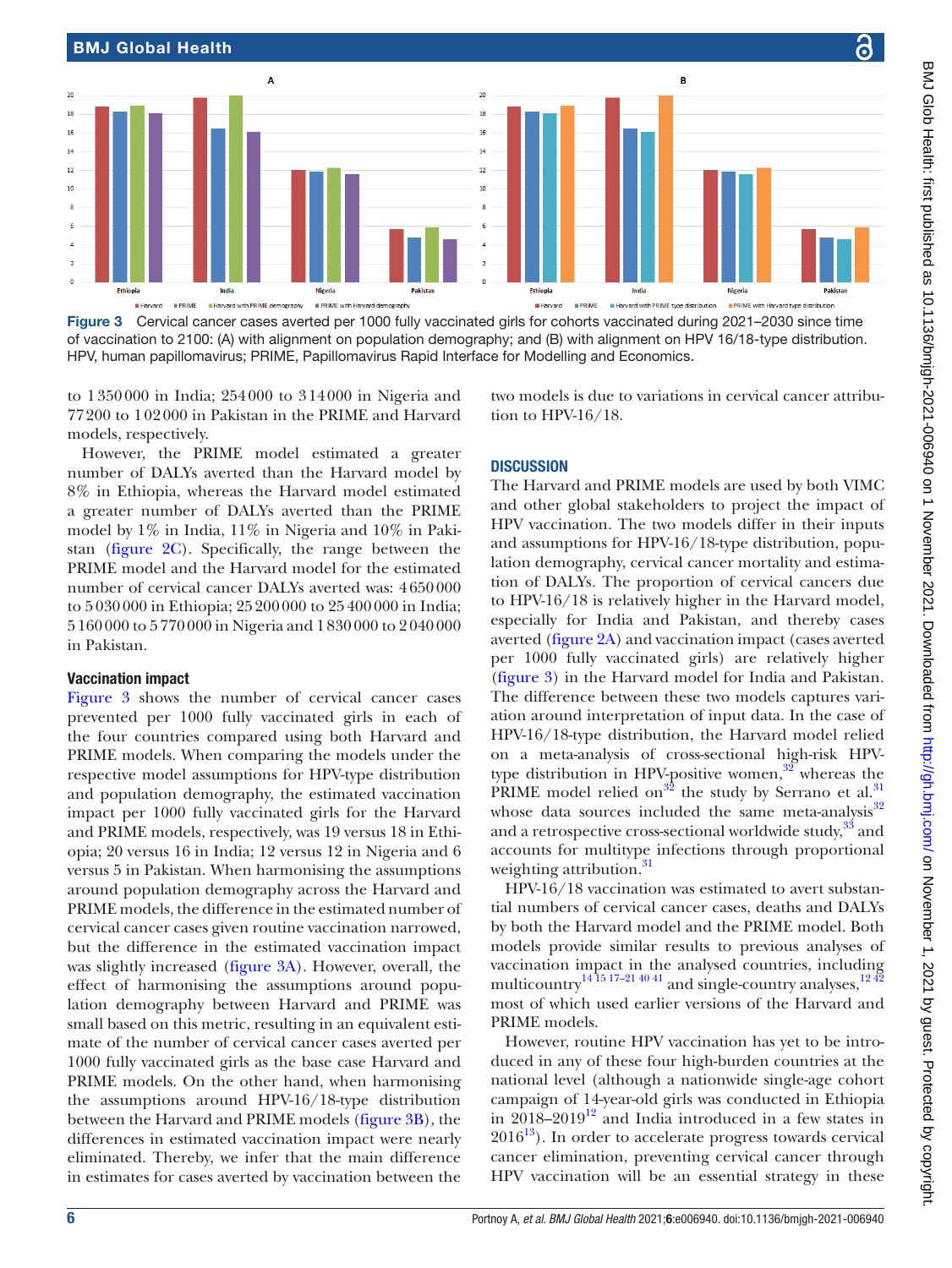Figure 3 Cervical cancer cases averted per 1000 fully vaccinated girls for cohorts vaccinated during 2021–2030 since time of vaccination to 2100: (A) with alignment on population demography; and (B) with alignment on HPV 16/18-type distribution. HPV, human papillomavirus; PRIME, Papillomavirus Rapid Interface for Modelling and Economics.

to 1 350 000 in India; 254 000 to 314 000 in Nigeria and 77 200 to 102 000 in Pakistan in the PRIME and Harvard models, respectively.

However, the PRIME model estimated a greater number of DALYs averted than the Harvard model by 8% in Ethiopia, whereas the Harvard model estimated a greater number of DALYs averted than the PRIME model by 1% in India, 11% in Nigeria and 10% in Pakistan (figure 2C). Specifically, the range between the PRIME model and the Harvard model for the estimated number of cervical cancer DALYs averted was: 4 650 000 to 5 030 000 in Ethiopia; 25 200 000 to 25 400 000 in India; 5 160 000 to 5 770 000 in Nigeria and 1 830 000 to 2 040 000 in Pakistan.

### Vaccination impact

Figure 3 shows the number of cervical cancer cases prevented per 1000 fully vaccinated girls in each of the four countries compared using both Harvard and PRIME models. When comparing the models under the respective model assumptions for HPV-type distribution and population demography, the estimated vaccination impact per 1000 fully vaccinated girls for the Harvard and PRIME models, respectively, was 19 versus 18 in Ethiopia; 20 versus 16 in India; 12 versus 12 in Nigeria and 6 versus 5 in Pakistan. When harmonising the assumptions around population demography across the Harvard and PRIME models, the difference in the estimated number of cervical cancer cases given routine vaccination narrowed, but the difference in the estimated vaccination impact was slightly increased (figure 3A). However, overall, the effect of harmonising the assumptions around population demography between Harvard and PRIME was small based on this metric, resulting in an equivalent estimate of the number of cervical cancer cases averted per 1000 fully vaccinated girls as the base case Harvard and PRIME models. On the other hand, when harmonising the assumptions around HPV-16/18-type distribution between the Harvard and PRIME models (figure 3B), the differences in estimated vaccination impact were nearly eliminated. Thereby, we infer that the main difference in estimates for cases averted by vaccination between the two models is due to variations in cervical cancer attribution to HPV-16/18.

## DISCUSSION

The Harvard and PRIME models are used by both VIMC and other global stakeholders to project the impact of HPV vaccination. The two models differ in their inputs and assumptions for HPV-16/18-type distribution, population demography, cervical cancer mortality and estimation of DALYs. The proportion of cervical cancers due to HPV-16/18 is relatively higher in the Harvard model, especially for India and Pakistan, and thereby cases averted (figure 2A) and vaccination impact (cases averted per 1000 fully vaccinated girls) are relatively higher (figure 3) in the Harvard model for India and Pakistan. The difference between these two models captures variation around interpretation of input data. In the case of HPV-16/18-type distribution, the Harvard model relied on a meta-analysis of cross-sectional high-risk HPV-type distribution in HPV-positive women,[32] whereas the PRIME model relied on[32] the study by Serrano et al.[31] whose data sources included the same meta-analysis[32] and a retrospective cross-sectional worldwide study,[33] and accounts for multitype infections through proportional weighting attribution.[31]

HPV-16/18 vaccination was estimated to avert substantial numbers of cervical cancer cases, deaths and DALYs by both the Harvard model and the PRIME model. Both models provide similar results to previous analyses of vaccination impact in the analysed countries, including multicountry[14 15 17–21 40 41] and single-country analyses,[12 42] most of which used earlier versions of the Harvard and PRIME models.

However, routine HPV vaccination has yet to be introduced in any of these four high-burden countries at the national level (although a nationwide single-age cohort campaign of 14-year-old girls was conducted in Ethiopia in 2018–2019[12] and India introduced in a few states in 2016[13]). In order to accelerate progress towards cervical cancer elimination, preventing cervical cancer through HPV vaccination will be an essential strategy in these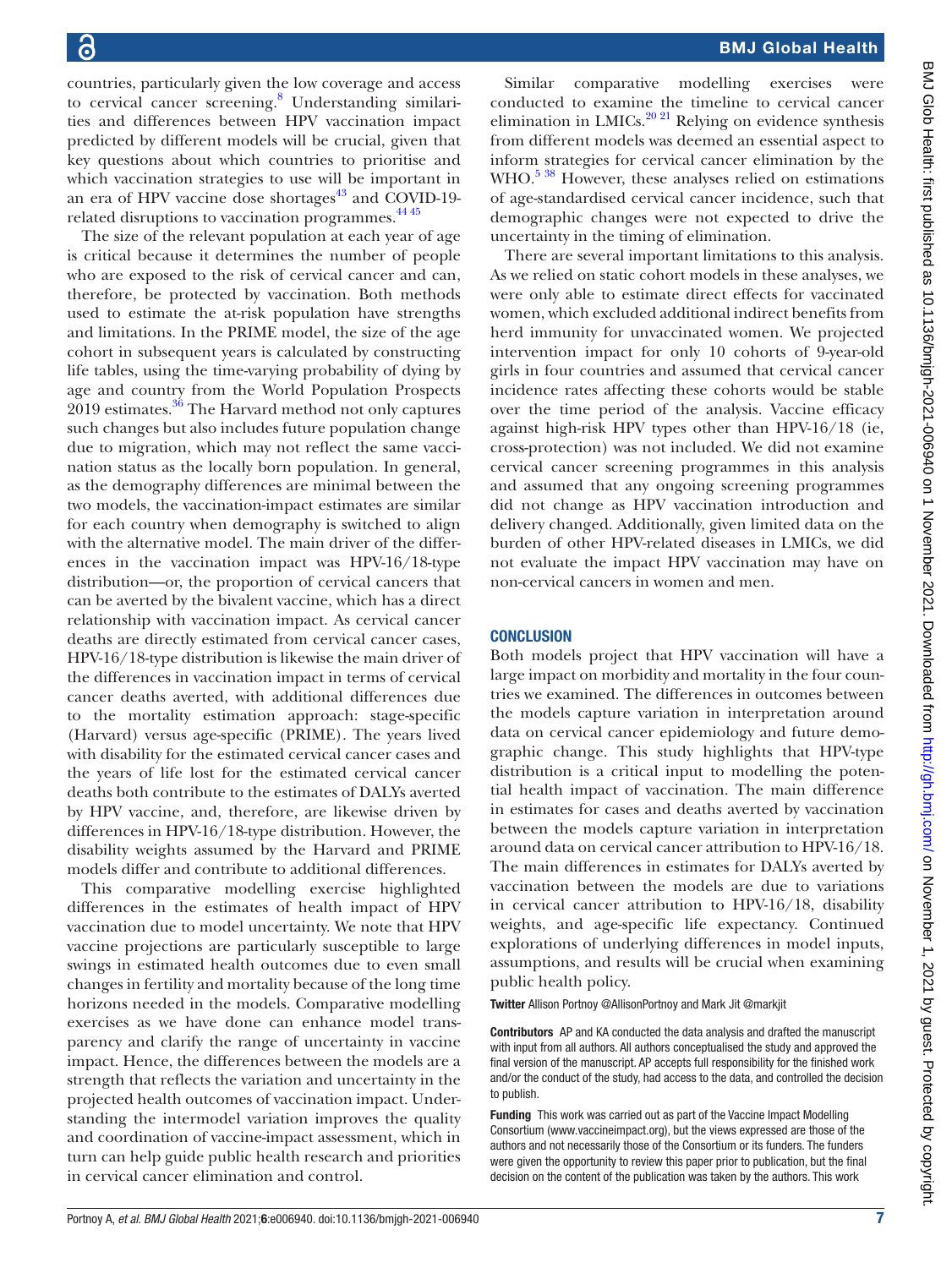countries, particularly given the low coverage and access to cervical cancer screening.[8] Understanding similarities and differences between HPV vaccination impact predicted by different models will be crucial, given that key questions about which countries to prioritise and which vaccination strategies to use will be important in an era of HPV vaccine dose shortages[43] and COVID-19-related disruptions to vaccination programmes.[44 45]

The size of the relevant population at each year of age is critical because it determines the number of people who are exposed to the risk of cervical cancer and can, therefore, be protected by vaccination. Both methods used to estimate the at-risk population have strengths and limitations. In the PRIME model, the size of the age cohort in subsequent years is calculated by constructing life tables, using the time-varying probability of dying by age and country from the World Population Prospects 2019 estimates.[36] The Harvard method not only captures such changes but also includes future population change due to migration, which may not reflect the same vaccination status as the locally born population. In general, as the demography differences are minimal between the two models, the vaccination-impact estimates are similar for each country when demography is switched to align with the alternative model. The main driver of the differences in the vaccination impact was HPV-16/18-type distribution—or, the proportion of cervical cancers that can be averted by the bivalent vaccine, which has a direct relationship with vaccination impact. As cervical cancer deaths are directly estimated from cervical cancer cases, HPV-16/18-type distribution is likewise the main driver of the differences in vaccination impact in terms of cervical cancer deaths averted, with additional differences due to the mortality estimation approach: stage-specific (Harvard) versus age-specific (PRIME). The years lived with disability for the estimated cervical cancer cases and the years of life lost for the estimated cervical cancer deaths both contribute to the estimates of DALYs averted by HPV vaccine, and, therefore, are likewise driven by differences in HPV-16/18-type distribution. However, the disability weights assumed by the Harvard and PRIME models differ and contribute to additional differences.

This comparative modelling exercise highlighted differences in the estimates of health impact of HPV vaccination due to model uncertainty. We note that HPV vaccine projections are particularly susceptible to large swings in estimated health outcomes due to even small changes in fertility and mortality because of the long time horizons needed in the models. Comparative modelling exercises as we have done can enhance model transparency and clarify the range of uncertainty in vaccine impact. Hence, the differences between the models are a strength that reflects the variation and uncertainty in the projected health outcomes of vaccination impact. Understanding the intermodel variation improves the quality and coordination of vaccine-impact assessment, which in turn can help guide public health research and priorities in cervical cancer elimination and control.

Similar comparative modelling exercises were conducted to examine the timeline to cervical cancer elimination in LMICs.[20 21] Relying on evidence synthesis from different models was deemed an essential aspect to inform strategies for cervical cancer elimination by the WHO.[5 38] However, these analyses relied on estimations of age-standardised cervical cancer incidence, such that demographic changes were not expected to drive the uncertainty in the timing of elimination.

There are several important limitations to this analysis. As we relied on static cohort models in these analyses, we were only able to estimate direct effects for vaccinated women, which excluded additional indirect benefits from herd immunity for unvaccinated women. We projected intervention impact for only 10 cohorts of 9-year-old girls in four countries and assumed that cervical cancer incidence rates affecting these cohorts would be stable over the time period of the analysis. Vaccine efficacy against high-risk HPV types other than HPV-16/18 (ie, cross-protection) was not included. We did not examine cervical cancer screening programmes in this analysis and assumed that any ongoing screening programmes did not change as HPV vaccination introduction and delivery changed. Additionally, given limited data on the burden of other HPV-related diseases in LMICs, we did not evaluate the impact HPV vaccination may have on non-cervical cancers in women and men.

## CONCLUSION

Both models project that HPV vaccination will have a large impact on morbidity and mortality in the four countries we examined. The differences in outcomes between the models capture variation in interpretation around data on cervical cancer epidemiology and future demographic change. This study highlights that HPV-type distribution is a critical input to modelling the potential health impact of vaccination. The main difference in estimates for cases and deaths averted by vaccination between the models capture variation in interpretation around data on cervical cancer attribution to HPV-16/18. The main differences in estimates for DALYs averted by vaccination between the models are due to variations in cervical cancer attribution to HPV-16/18, disability weights, and age-specific life expectancy. Continued explorations of underlying differences in model inputs, assumptions, and results will be crucial when examining public health policy.

**Twitter** Allison Portnoy @AllisonPortnoy and Mark Jit @markjit

**Contributors** AP and KA conducted the data analysis and drafted the manuscript with input from all authors. All authors conceptualised the study and approved the final version of the manuscript. AP accepts full responsibility for the finished work and/or the conduct of the study, had access to the data, and controlled the decision to publish.

**Funding** This work was carried out as part of the Vaccine Impact Modelling Consortium (www.vaccineimpact.org), but the views expressed are those of the authors and not necessarily those of the Consortium or its funders. The funders were given the opportunity to review this paper prior to publication, but the final decision on the content of the publication was taken by the authors. This work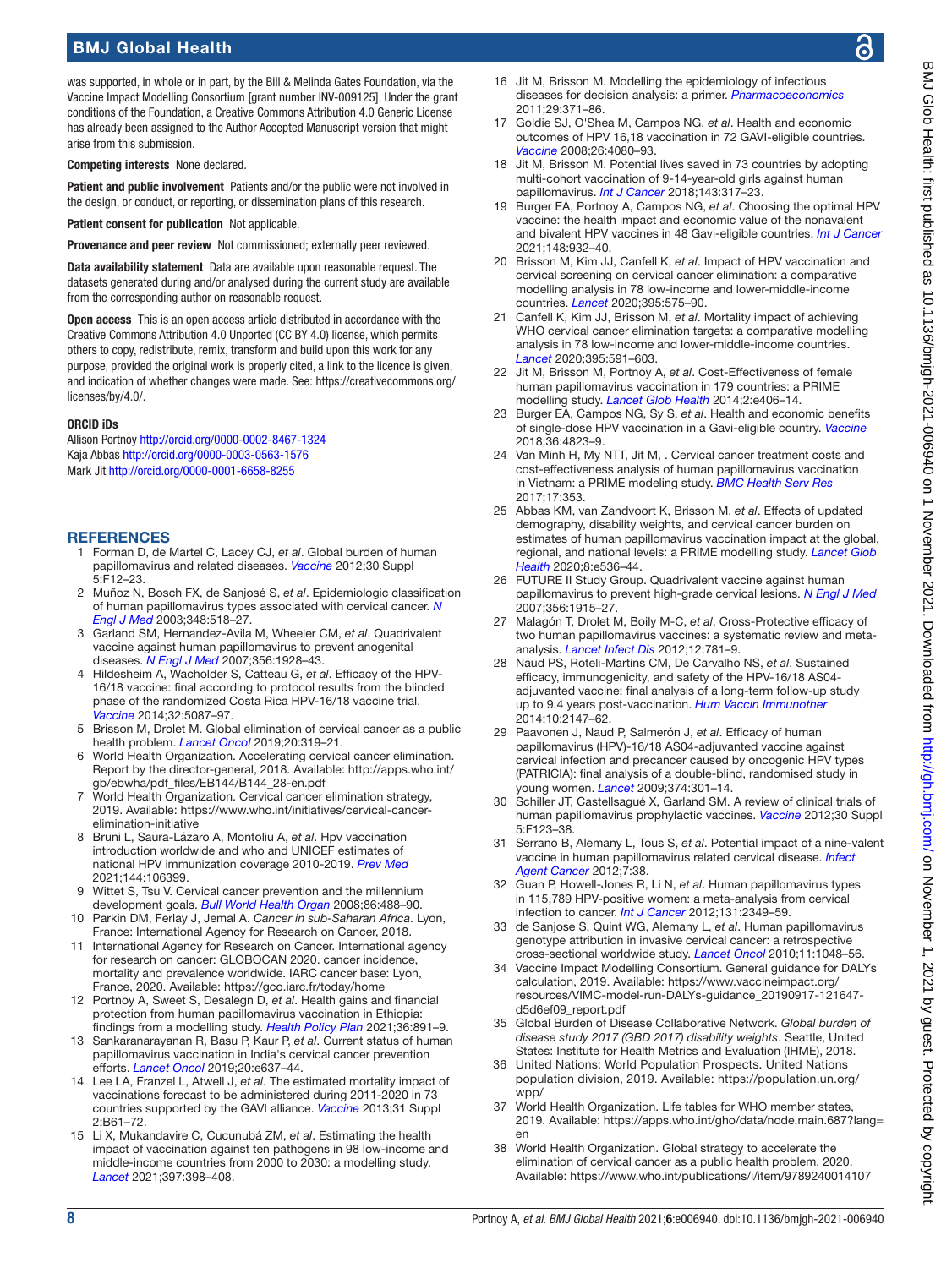was supported, in whole or in part, by the Bill & Melinda Gates Foundation, via the Vaccine Impact Modelling Consortium [grant number INV-009125]. Under the grant conditions of the Foundation, a Creative Commons Attribution 4.0 Generic License has already been assigned to the Author Accepted Manuscript version that might arise from this submission.

**Competing interests** None declared.

**Patient and public involvement** Patients and/or the public were not involved in the design, or conduct, or reporting, or dissemination plans of this research.

**Patient consent for publication** Not applicable.

**Provenance and peer review** Not commissioned; externally peer reviewed.

**Data availability statement** Data are available upon reasonable request. The datasets generated during and/or analysed during the current study are available from the corresponding author on reasonable request.

**Open access** This is an open access article distributed in accordance with the Creative Commons Attribution 4.0 Unported (CC BY 4.0) license, which permits others to copy, redistribute, remix, transform and build upon this work for any purpose, provided the original work is properly cited, a link to the licence is given, and indication of whether changes were made. See: https://creativecommons.org/licenses/by/4.0/.

**ORCID iDs**

Allison Portnoy http://orcid.org/0000-0002-8467-1324
Kaja Abbas http://orcid.org/0000-0003-0563-1576
Mark Jit http://orcid.org/0000-0001-6658-8255

## REFERENCES

1. Forman D, de Martel C, Lacey CJ, *et al*. Global burden of human papillomavirus and related diseases. *Vaccine* 2012;30 Suppl 5:F12–23.
2. Muñoz N, Bosch FX, de Sanjosé S, *et al*. Epidemiologic classification of human papillomavirus types associated with cervical cancer. *N Engl J Med* 2003;348:518–27.
3. Garland SM, Hernandez-Avila M, Wheeler CM, *et al*. Quadrivalent vaccine against human papillomavirus to prevent anogenital diseases. *N Engl J Med* 2007;356:1928–43.
4. Hildesheim A, Wacholder S, Catteau G, *et al*. Efficacy of the HPV-16/18 vaccine: final according to protocol results from the blinded phase of the randomized Costa Rica HPV-16/18 vaccine trial. *Vaccine* 2014;32:5087–97.
5. Brisson M, Drolet M. Global elimination of cervical cancer as a public health problem. *Lancet Oncol* 2019;20:319–21.
6. World Health Organization. Accelerating cervical cancer elimination. Report by the director-general, 2018. Available: http://apps.who.int/gb/ebwha/pdf_files/EB144/B144_28-en.pdf
7. World Health Organization. Cervical cancer elimination strategy, 2019. Available: https://www.who.int/initiatives/cervical-cancer-elimination-initiative
8. Bruni L, Saura-Lázaro A, Montoliu A, *et al*. Hpv vaccination introduction worldwide and who and UNICEF estimates of national HPV immunization coverage 2010-2019. *Prev Med* 2021;144:106399.
9. Wittet S, Tsu V. Cervical cancer prevention and the millennium development goals. *Bull World Health Organ* 2008;86:488–90.
10. Parkin DM, Ferlay J, Jemal A. *Cancer in sub-Saharan Africa*. Lyon, France: International Agency for Research on Cancer, 2018.
11. International Agency for Research on Cancer. International agency for research on cancer: GLOBOCAN 2020. cancer incidence, mortality and prevalence worldwide. IARC cancer base: Lyon, France, 2020. Available: https://gco.iarc.fr/today/home
12. Portnoy A, Sweet S, Desalegn D, *et al*. Health gains and financial protection from human papillomavirus vaccination in Ethiopia: findings from a modelling study. *Health Policy Plan* 2021;36:891–9.
13. Sankaranarayanan R, Basu P, Kaur P, *et al*. Current status of human papillomavirus vaccination in India's cervical cancer prevention efforts. *Lancet Oncol* 2019;20:e637–44.
14. Lee LA, Franzel L, Atwell J, *et al*. The estimated mortality impact of vaccinations forecast to be administered during 2011-2020 in 73 countries supported by the GAVI alliance. *Vaccine* 2013;31 Suppl 2:B61–72.
15. Li X, Mukandavire C, Cucunubá ZM, *et al*. Estimating the health impact of vaccination against ten pathogens in 98 low-income and middle-income countries from 2000 to 2030: a modelling study. *Lancet* 2021;397:398–408.
16. Jit M, Brisson M. Modelling the epidemiology of infectious diseases for decision analysis: a primer. *Pharmacoeconomics* 2011;29:371–86.
17. Goldie SJ, O'Shea M, Campos NG, *et al*. Health and economic outcomes of HPV 16,18 vaccination in 72 GAVI-eligible countries. *Vaccine* 2008;26:4080–93.
18. Jit M, Brisson M. Potential lives saved in 73 countries by adopting multi-cohort vaccination of 9-14-year-old girls against human papillomavirus. *Int J Cancer* 2018;143:317–23.
19. Burger EA, Portnoy A, Campos NG, *et al*. Choosing the optimal HPV vaccine: the health impact and economic value of the nonavalent and bivalent HPV vaccines in 48 Gavi-eligible countries. *Int J Cancer* 2021;148:932–40.
20. Brisson M, Kim JJ, Canfell K, *et al*. Impact of HPV vaccination and cervical screening on cervical cancer elimination: a comparative modelling analysis in 78 low-income and lower-middle-income countries. *Lancet* 2020;395:575–90.
21. Canfell K, Kim JJ, Brisson M, *et al*. Mortality impact of achieving WHO cervical cancer elimination targets: a comparative modelling analysis in 78 low-income and lower-middle-income countries. *Lancet* 2020;395:591–603.
22. Jit M, Brisson M, Portnoy A, *et al*. Cost-effectiveness of female human papillomavirus vaccination in 179 countries: a PRIME modelling study. *Lancet Glob Health* 2014;2:e406–14.
23. Burger EA, Campos NG, Sy S, *et al*. Health and economic benefits of single-dose HPV vaccination in a Gavi-eligible country. *Vaccine* 2018;36:4823–9.
24. Van Minh H, My NTT, Jit M, . Cervical cancer treatment costs and cost-effectiveness analysis of human papillomavirus vaccination in Vietnam: a PRIME modeling study. *BMC Health Serv Res* 2017;17:353.
25. Abbas KM, van Zandvoort K, Brisson M, *et al*. Effects of updated demography, disability weights, and cervical cancer burden on estimates of human papillomavirus vaccination impact at the global, regional, and national levels: a PRIME modelling study. *Lancet Glob Health* 2020;8:e536–44.
26. FUTURE II Study Group. Quadrivalent vaccine against human papillomavirus to prevent high-grade cervical lesions. *N Engl J Med* 2007;356:1915–27.
27. Malagón T, Drolet M, Boily M-C, *et al*. Cross-Protective efficacy of two human papillomavirus vaccines: a systematic review and meta-analysis. *Lancet Infect Dis* 2012;12:781–9.
28. Naud PS, Roteli-Martins CM, De Carvalho NS, *et al*. Sustained efficacy, immunogenicity, and safety of the HPV-16/18 AS04-adjuvanted vaccine: final analysis of a long-term follow-up study up to 9.4 years post-vaccination. *Hum Vaccin Immunother* 2014;10:2147–62.
29. Paavonen J, Naud P, Salmerón J, *et al*. Efficacy of human papillomavirus (HPV)-16/18 AS04-adjuvanted vaccine against cervical infection and precancer caused by oncogenic HPV types (PATRICIA): final analysis of a double-blind, randomised study in young women. *Lancet* 2009;374:301–14.
30. Schiller JT, Castellsagué X, Garland SM. A review of clinical trials of human papillomavirus prophylactic vaccines. *Vaccine* 2012;30 Suppl 5:F123–38.
31. Serrano B, Alemany L, Tous S, *et al*. Potential impact of a nine-valent vaccine in human papillomavirus related cervical disease. *Infect Agent Cancer* 2012;7:38.
32. Guan P, Howell-Jones R, Li N, *et al*. Human papillomavirus types in 115,789 HPV-positive women: a meta-analysis from cervical infection to cancer. *Int J Cancer* 2012;131:2349–59.
33. de Sanjose S, Quint WG, Alemany L, *et al*. Human papillomavirus genotype attribution in invasive cervical cancer: a retrospective cross-sectional worldwide study. *Lancet Oncol* 2010;11:1048–56.
34. Vaccine Impact Modelling Consortium. General guidance for DALYs calculation, 2019. Available: https://www.vaccineimpact.org/resources/VIMC-model-run-DALYs-guidance_20190917-121647-d5d6ef09_report.pdf
35. Global Burden of Disease Collaborative Network. *Global burden of disease study 2017 (GBD 2017) disability weights*. Seattle, United States: Institute for Health Metrics and Evaluation (IHME), 2018.
36. United Nations: World Population Prospects. United Nations population division, 2019. Available: https://population.un.org/wpp/
37. World Health Organization. Life tables for WHO member states, 2019. Available: https://apps.who.int/gho/data/node.main.687?lang=en
38. World Health Organization. Global strategy to accelerate the elimination of cervical cancer as a public health problem, 2020. Available: https://www.who.int/publications/i/item/9789240014107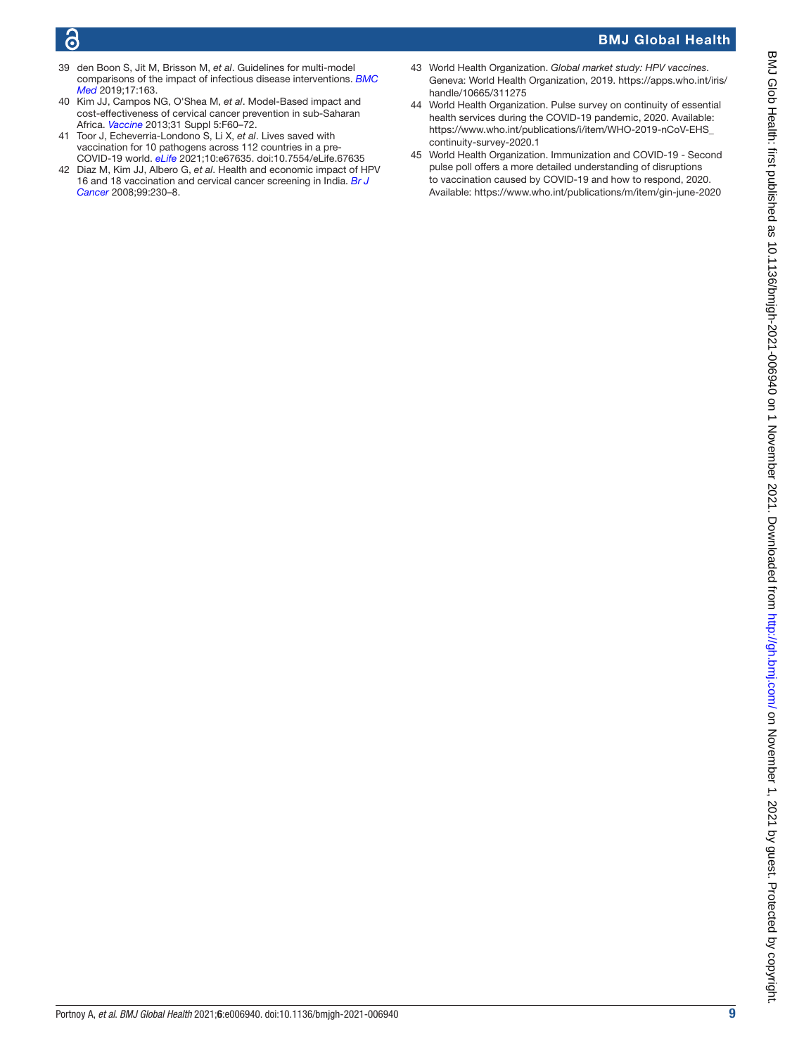39 den Boon S, Jit M, Brisson M, *et al*. Guidelines for multi-model comparisons of the impact of infectious disease interventions. *BMC Med* 2019;17:163.

40 Kim JJ, Campos NG, O'Shea M, *et al*. Model-Based impact and cost-effectiveness of cervical cancer prevention in sub-Saharan Africa. *Vaccine* 2013;31 Suppl 5:F60–72.

41 Toor J, Echeverria-Londono S, Li X, *et al*. Lives saved with vaccination for 10 pathogens across 112 countries in a pre-COVID-19 world. *eLife* 2021;10:e67635. doi:10.7554/eLife.67635

42 Diaz M, Kim JJ, Albero G, *et al*. Health and economic impact of HPV 16 and 18 vaccination and cervical cancer screening in India. *Br J Cancer* 2008;99:230–8.

43 World Health Organization. *Global market study: HPV vaccines*. Geneva: World Health Organization, 2019. https://apps.who.int/iris/handle/10665/311275

44 World Health Organization. Pulse survey on continuity of essential health services during the COVID-19 pandemic, 2020. Available: https://www.who.int/publications/i/item/WHO-2019-nCoV-EHS_continuity-survey-2020.1

45 World Health Organization. Immunization and COVID-19 - Second pulse poll offers a more detailed understanding of disruptions to vaccination caused by COVID-19 and how to respond, 2020. Available: https://www.who.int/publications/m/item/gin-june-2020